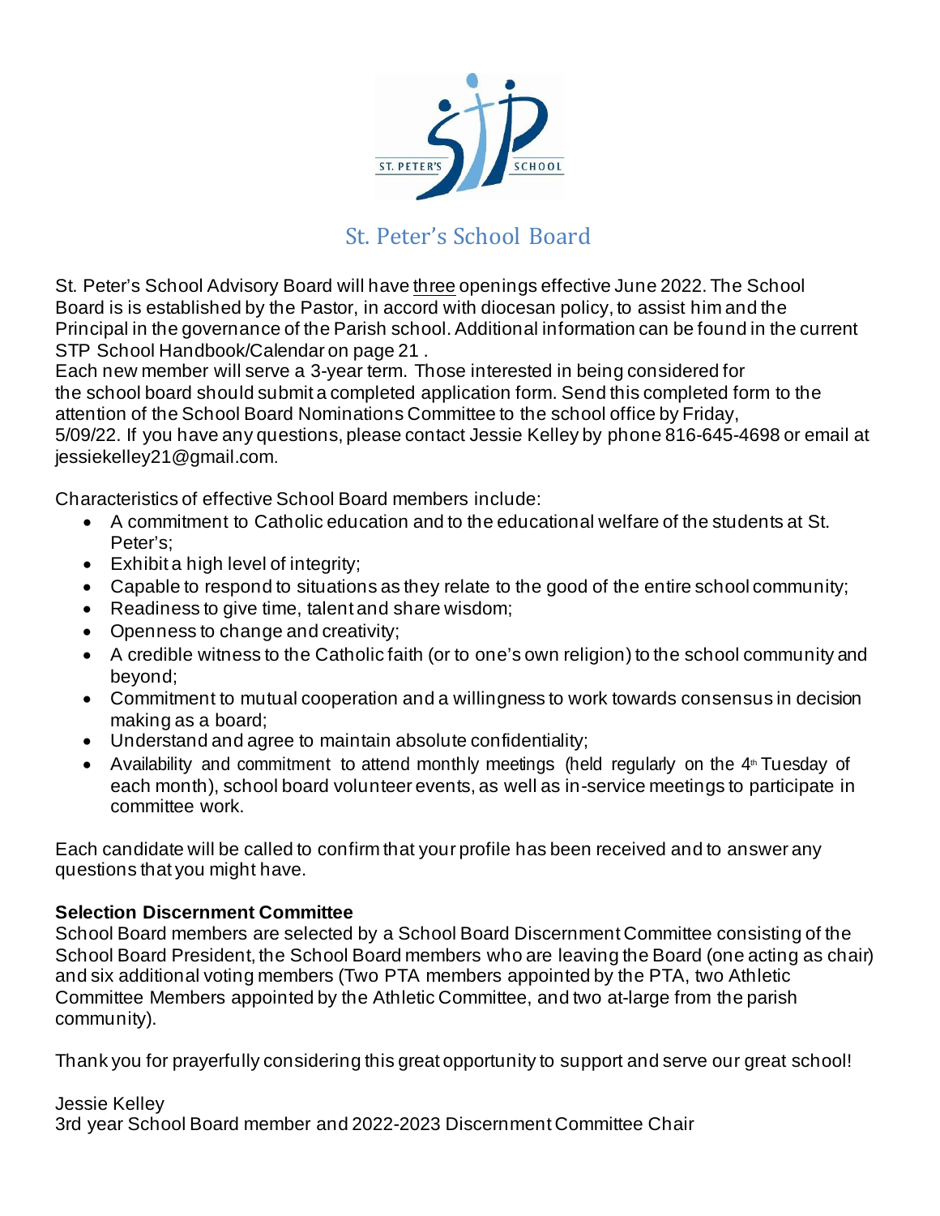# St. Peter's School Board

St. Peter's School Advisory Board will have three openings effective June 2022. The School Board is is established by the Pastor, in accord with diocesan policy, to assist him and the Principal in the governance of the Parish school. Additional information can be found in the current STP School Handbook/Calendar on page 21 .
Each new member will serve a 3-year term. Those interested in being considered for the school board should submit a completed application form. Send this completed form to the attention of the School Board Nominations Committee to the school office by Friday, 5/09/22. If you have any questions, please contact Jessie Kelley by phone 816-645-4698 or email at jessiekelley21@gmail.com.

Characteristics of effective School Board members include:

- A commitment to Catholic education and to the educational welfare of the students at St. Peter's;
- Exhibit a high level of integrity;
- Capable to respond to situations as they relate to the good of the entire school community;
- Readiness to give time, talent and share wisdom;
- Openness to change and creativity;
- A credible witness to the Catholic faith (or to one's own religion) to the school community and beyond;
- Commitment to mutual cooperation and a willingness to work towards consensus in decision making as a board;
- Understand and agree to maintain absolute confidentiality;
- Availability and commitment to attend monthly meetings (held regularly on the 4th Tuesday of each month), school board volunteer events, as well as in-service meetings to participate in committee work.

Each candidate will be called to confirm that your profile has been received and to answer any questions that you might have.

**Selection Discernment Committee**
School Board members are selected by a School Board Discernment Committee consisting of the School Board President, the School Board members who are leaving the Board (one acting as chair) and six additional voting members (Two PTA members appointed by the PTA, two Athletic Committee Members appointed by the Athletic Committee, and two at-large from the parish community).

Thank you for prayerfully considering this great opportunity to support and serve our great school!

Jessie Kelley
3rd year School Board member and 2022-2023 Discernment Committee Chair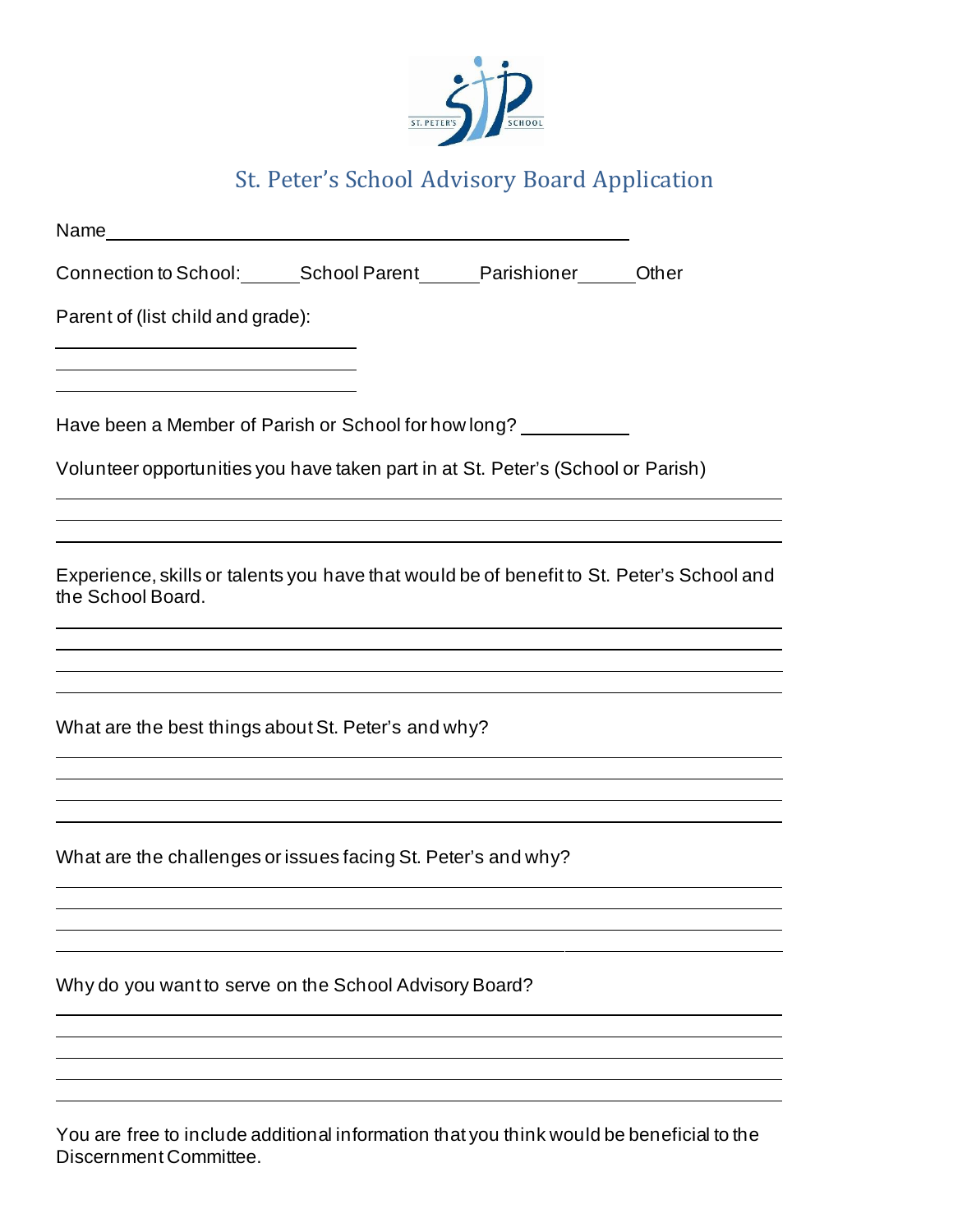# St. Peter's School Advisory Board Application

Name\_\_\_\_\_\_\_\_\_\_\_\_\_\_\_\_\_\_\_\_\_\_\_\_\_\_\_\_\_\_\_\_\_\_\_\_\_\_\_\_\_\_\_\_\_\_\_\_\_\_

Connection to School: \_\_\_\_\_\_ School Parent \_\_\_\_\_\_ Parishioner \_\_\_\_\_\_ Other

Parent of (list child and grade):

\_\_\_\_\_\_\_\_\_\_\_\_\_\_\_\_\_\_\_\_\_\_\_\_\_\_\_\_\_\_

\_\_\_\_\_\_\_\_\_\_\_\_\_\_\_\_\_\_\_\_\_\_\_\_\_\_\_\_\_\_

\_\_\_\_\_\_\_\_\_\_\_\_\_\_\_\_\_\_\_\_\_\_\_\_\_\_\_\_\_\_

Have been a Member of Parish or School for how long? \_\_\_\_\_\_\_\_\_\_

Volunteer opportunities you have taken part in at St. Peter's (School or Parish)

\_\_\_\_\_\_\_\_\_\_\_\_\_\_\_\_\_\_\_\_\_\_\_\_\_\_\_\_\_\_\_\_\_\_\_\_\_\_\_\_\_\_\_\_\_\_\_\_\_\_\_\_\_\_\_\_\_\_\_\_\_\_\_\_\_\_\_\_

\_\_\_\_\_\_\_\_\_\_\_\_\_\_\_\_\_\_\_\_\_\_\_\_\_\_\_\_\_\_\_\_\_\_\_\_\_\_\_\_\_\_\_\_\_\_\_\_\_\_\_\_\_\_\_\_\_\_\_\_\_\_\_\_\_\_\_\_

\_\_\_\_\_\_\_\_\_\_\_\_\_\_\_\_\_\_\_\_\_\_\_\_\_\_\_\_\_\_\_\_\_\_\_\_\_\_\_\_\_\_\_\_\_\_\_\_\_\_\_\_\_\_\_\_\_\_\_\_\_\_\_\_\_\_\_\_

Experience, skills or talents you have that would be of benefit to St. Peter's School and the School Board.

\_\_\_\_\_\_\_\_\_\_\_\_\_\_\_\_\_\_\_\_\_\_\_\_\_\_\_\_\_\_\_\_\_\_\_\_\_\_\_\_\_\_\_\_\_\_\_\_\_\_\_\_\_\_\_\_\_\_\_\_\_\_\_\_\_\_\_\_

\_\_\_\_\_\_\_\_\_\_\_\_\_\_\_\_\_\_\_\_\_\_\_\_\_\_\_\_\_\_\_\_\_\_\_\_\_\_\_\_\_\_\_\_\_\_\_\_\_\_\_\_\_\_\_\_\_\_\_\_\_\_\_\_\_\_\_\_

\_\_\_\_\_\_\_\_\_\_\_\_\_\_\_\_\_\_\_\_\_\_\_\_\_\_\_\_\_\_\_\_\_\_\_\_\_\_\_\_\_\_\_\_\_\_\_\_\_\_\_\_\_\_\_\_\_\_\_\_\_\_\_\_\_\_\_\_

\_\_\_\_\_\_\_\_\_\_\_\_\_\_\_\_\_\_\_\_\_\_\_\_\_\_\_\_\_\_\_\_\_\_\_\_\_\_\_\_\_\_\_\_\_\_\_\_\_\_\_\_\_\_\_\_\_\_\_\_\_\_\_\_\_\_\_\_

What are the best things about St. Peter's and why?

\_\_\_\_\_\_\_\_\_\_\_\_\_\_\_\_\_\_\_\_\_\_\_\_\_\_\_\_\_\_\_\_\_\_\_\_\_\_\_\_\_\_\_\_\_\_\_\_\_\_\_\_\_\_\_\_\_\_\_\_\_\_\_\_\_\_\_\_

\_\_\_\_\_\_\_\_\_\_\_\_\_\_\_\_\_\_\_\_\_\_\_\_\_\_\_\_\_\_\_\_\_\_\_\_\_\_\_\_\_\_\_\_\_\_\_\_\_\_\_\_\_\_\_\_\_\_\_\_\_\_\_\_\_\_\_\_

\_\_\_\_\_\_\_\_\_\_\_\_\_\_\_\_\_\_\_\_\_\_\_\_\_\_\_\_\_\_\_\_\_\_\_\_\_\_\_\_\_\_\_\_\_\_\_\_\_\_\_\_\_\_\_\_\_\_\_\_\_\_\_\_\_\_\_\_

\_\_\_\_\_\_\_\_\_\_\_\_\_\_\_\_\_\_\_\_\_\_\_\_\_\_\_\_\_\_\_\_\_\_\_\_\_\_\_\_\_\_\_\_\_\_\_\_\_\_\_\_\_\_\_\_\_\_\_\_\_\_\_\_\_\_\_\_

What are the challenges or issues facing St. Peter's and why?

\_\_\_\_\_\_\_\_\_\_\_\_\_\_\_\_\_\_\_\_\_\_\_\_\_\_\_\_\_\_\_\_\_\_\_\_\_\_\_\_\_\_\_\_\_\_\_\_\_\_\_\_\_\_\_\_\_\_\_\_\_\_\_\_\_\_\_\_

\_\_\_\_\_\_\_\_\_\_\_\_\_\_\_\_\_\_\_\_\_\_\_\_\_\_\_\_\_\_\_\_\_\_\_\_\_\_\_\_\_\_\_\_\_\_\_\_\_\_\_\_\_\_\_\_\_\_\_\_\_\_\_\_\_\_\_\_

\_\_\_\_\_\_\_\_\_\_\_\_\_\_\_\_\_\_\_\_\_\_\_\_\_\_\_\_\_\_\_\_\_\_\_\_\_\_\_\_\_\_\_\_\_\_\_\_\_\_\_\_\_\_\_\_\_\_\_\_\_\_\_\_\_\_\_\_

\_\_\_\_\_\_\_\_\_\_\_\_\_\_\_\_\_\_\_\_\_\_\_\_\_\_\_\_\_\_\_\_\_\_\_\_\_\_\_\_\_\_\_\_\_\_\_\_\_\_\_\_\_\_\_\_\_\_\_\_\_\_\_\_\_\_\_\_

Why do you want to serve on the School Advisory Board?

\_\_\_\_\_\_\_\_\_\_\_\_\_\_\_\_\_\_\_\_\_\_\_\_\_\_\_\_\_\_\_\_\_\_\_\_\_\_\_\_\_\_\_\_\_\_\_\_\_\_\_\_\_\_\_\_\_\_\_\_\_\_\_\_\_\_\_\_

\_\_\_\_\_\_\_\_\_\_\_\_\_\_\_\_\_\_\_\_\_\_\_\_\_\_\_\_\_\_\_\_\_\_\_\_\_\_\_\_\_\_\_\_\_\_\_\_\_\_\_\_\_\_\_\_\_\_\_\_\_\_\_\_\_\_\_\_

\_\_\_\_\_\_\_\_\_\_\_\_\_\_\_\_\_\_\_\_\_\_\_\_\_\_\_\_\_\_\_\_\_\_\_\_\_\_\_\_\_\_\_\_\_\_\_\_\_\_\_\_\_\_\_\_\_\_\_\_\_\_\_\_\_\_\_\_

\_\_\_\_\_\_\_\_\_\_\_\_\_\_\_\_\_\_\_\_\_\_\_\_\_\_\_\_\_\_\_\_\_\_\_\_\_\_\_\_\_\_\_\_\_\_\_\_\_\_\_\_\_\_\_\_\_\_\_\_\_\_\_\_\_\_\_\_

\_\_\_\_\_\_\_\_\_\_\_\_\_\_\_\_\_\_\_\_\_\_\_\_\_\_\_\_\_\_\_\_\_\_\_\_\_\_\_\_\_\_\_\_\_\_\_\_\_\_\_\_\_\_\_\_\_\_\_\_\_\_\_\_\_\_\_\_

You are free to include additional information that you think would be beneficial to the Discernment Committee.